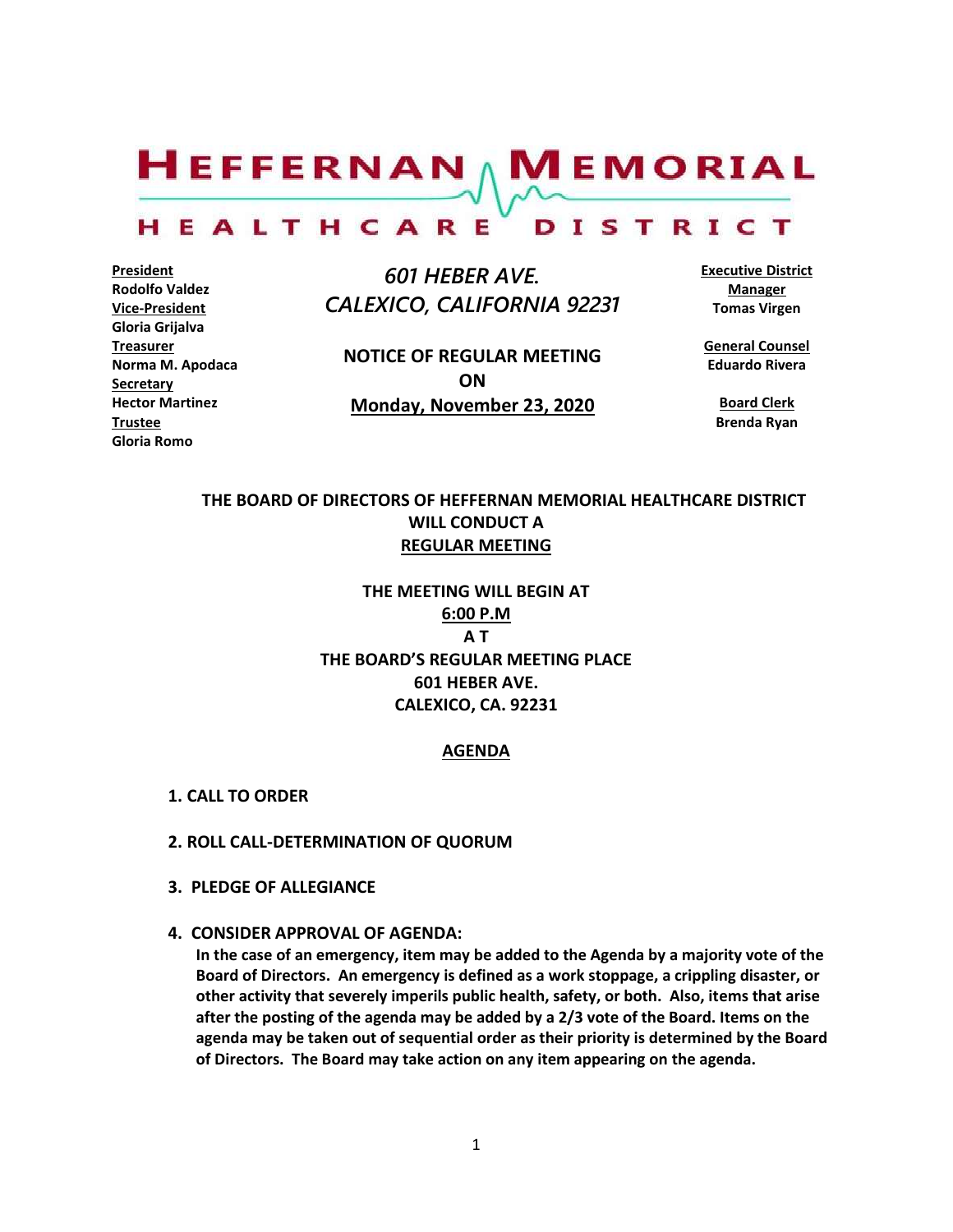# HEFFERNAN MEMORIAL HEALTHCARE DISTRICT

**President**
**Rodolfo Valdez**
**Vice-President**
**Gloria Grijalva**
**Treasurer**
**Norma M. Apodaca**
**Secretary**
**Hector Martinez**
**Trustee**
**Gloria Romo**

*601 HEBER AVE.*
*CALEXICO, CALIFORNIA 92231*

**NOTICE OF REGULAR MEETING**
**ON**
**Monday, November 23, 2020**

**Executive District Manager**
**Tomas Virgen**

**General Counsel**
**Eduardo Rivera**

**Board Clerk**
**Brenda Ryan**

**THE BOARD OF DIRECTORS OF HEFFERNAN MEMORIAL HEALTHCARE DISTRICT WILL CONDUCT A REGULAR MEETING**

**THE MEETING WILL BEGIN AT**
**6:00 P.M**
**A T**
**THE BOARD'S REGULAR MEETING PLACE**
**601 HEBER AVE.**
**CALEXICO, CA. 92231**

## AGENDA

1. **CALL TO ORDER**

2. **ROLL CALL-DETERMINATION OF QUORUM**

3. **PLEDGE OF ALLEGIANCE**

4. **CONSIDER APPROVAL OF AGENDA:**
   **In the case of an emergency, item may be added to the Agenda by a majority vote of the Board of Directors. An emergency is defined as a work stoppage, a crippling disaster, or other activity that severely imperils public health, safety, or both. Also, items that arise after the posting of the agenda may be added by a 2/3 vote of the Board. Items on the agenda may be taken out of sequential order as their priority is determined by the Board of Directors. The Board may take action on any item appearing on the agenda.**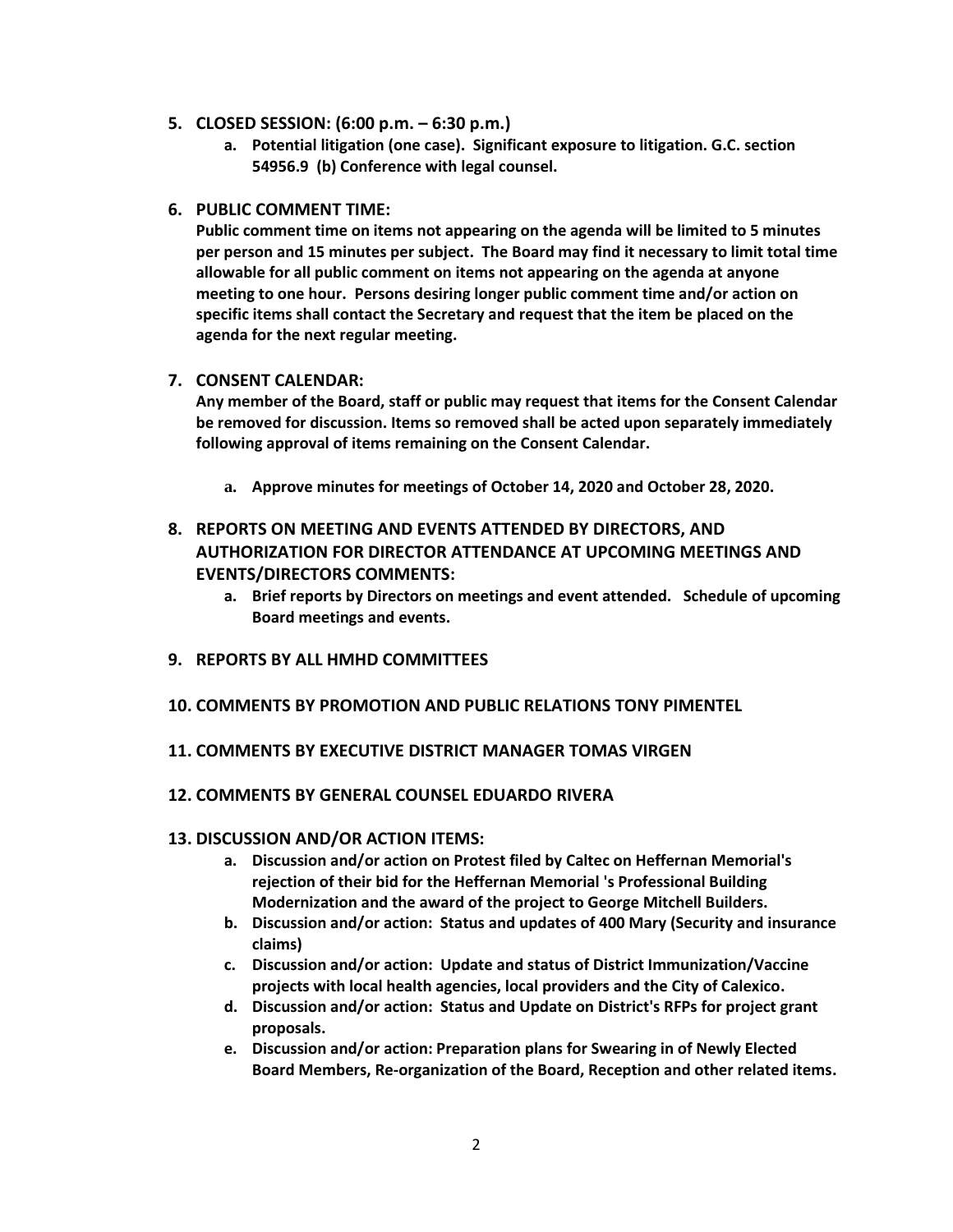5. **CLOSED SESSION: (6:00 p.m. – 6:30 p.m.)**
    a. **Potential litigation (one case). Significant exposure to litigation. G.C. section 54956.9 (b) Conference with legal counsel.**

6. **PUBLIC COMMENT TIME:**
   **Public comment time on items not appearing on the agenda will be limited to 5 minutes per person and 15 minutes per subject. The Board may find it necessary to limit total time allowable for all public comment on items not appearing on the agenda at anyone meeting to one hour. Persons desiring longer public comment time and/or action on specific items shall contact the Secretary and request that the item be placed on the agenda for the next regular meeting.**

7. **CONSENT CALENDAR:**
   **Any member of the Board, staff or public may request that items for the Consent Calendar be removed for discussion. Items so removed shall be acted upon separately immediately following approval of items remaining on the Consent Calendar.**

    a. **Approve minutes for meetings of October 14, 2020 and October 28, 2020.**

8. **REPORTS ON MEETING AND EVENTS ATTENDED BY DIRECTORS, AND AUTHORIZATION FOR DIRECTOR ATTENDANCE AT UPCOMING MEETINGS AND EVENTS/DIRECTORS COMMENTS:**
    a. **Brief reports by Directors on meetings and event attended. Schedule of upcoming Board meetings and events.**

9. **REPORTS BY ALL HMHD COMMITTEES**

10. **COMMENTS BY PROMOTION AND PUBLIC RELATIONS TONY PIMENTEL**

11. **COMMENTS BY EXECUTIVE DISTRICT MANAGER TOMAS VIRGEN**

12. **COMMENTS BY GENERAL COUNSEL EDUARDO RIVERA**

13. **DISCUSSION AND/OR ACTION ITEMS:**
    a. **Discussion and/or action on Protest filed by Caltec on Heffernan Memorial's rejection of their bid for the Heffernan Memorial 's Professional Building Modernization and the award of the project to George Mitchell Builders.**
    b. **Discussion and/or action: Status and updates of 400 Mary (Security and insurance claims)**
    c. **Discussion and/or action: Update and status of District Immunization/Vaccine projects with local health agencies, local providers and the City of Calexico.**
    d. **Discussion and/or action: Status and Update on District's RFPs for project grant proposals.**
    e. **Discussion and/or action: Preparation plans for Swearing in of Newly Elected Board Members, Re-organization of the Board, Reception and other related items.**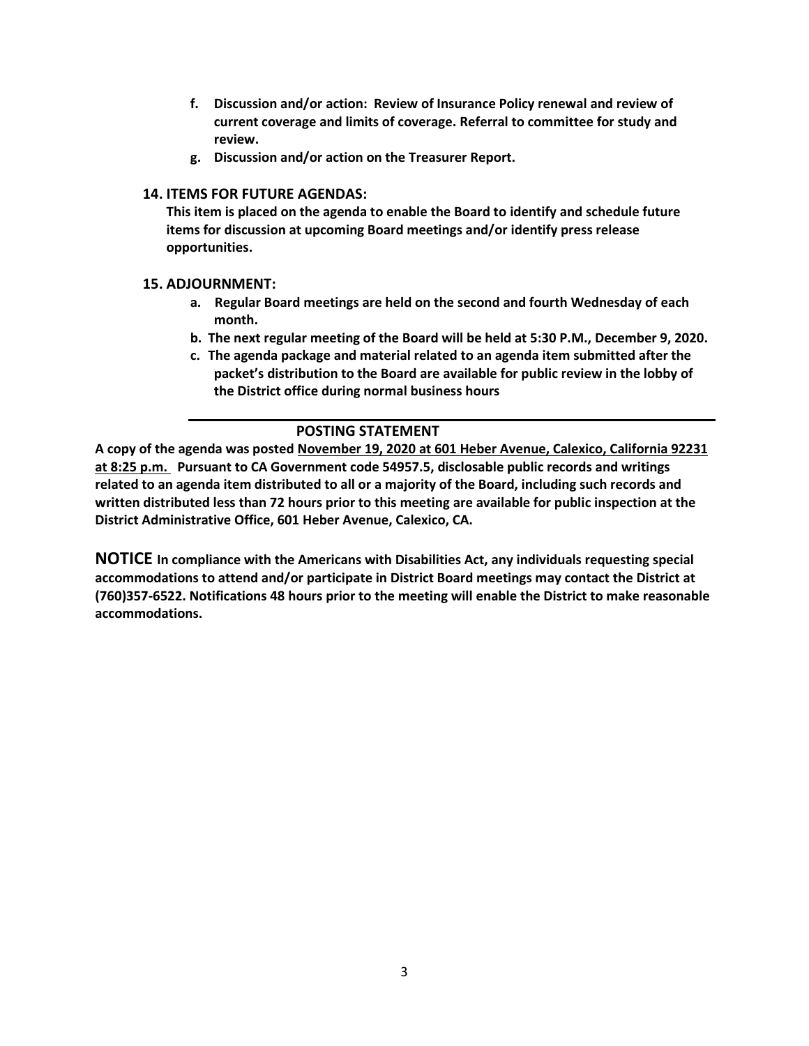**f. Discussion and/or action: Review of Insurance Policy renewal and review of current coverage and limits of coverage. Referral to committee for study and review.**

**g. Discussion and/or action on the Treasurer Report.**

## 14. ITEMS FOR FUTURE AGENDAS:

**This item is placed on the agenda to enable the Board to identify and schedule future items for discussion at upcoming Board meetings and/or identify press release opportunities.**

## 15. ADJOURNMENT:

**a. Regular Board meetings are held on the second and fourth Wednesday of each month.**

**b. The next regular meeting of the Board will be held at 5:30 P.M., December 9, 2020.**

**c. The agenda package and material related to an agenda item submitted after the packet's distribution to the Board are available for public review in the lobby of the District office during normal business hours**

---

**POSTING STATEMENT**

**A copy of the agenda was posted <u>November 19, 2020 at 601 Heber Avenue, Calexico, California 92231 at 8:25 p.m.</u> Pursuant to CA Government code 54957.5, disclosable public records and writings related to an agenda item distributed to all or a majority of the Board, including such records and written distributed less than 72 hours prior to this meeting are available for public inspection at the District Administrative Office, 601 Heber Avenue, Calexico, CA.**

**NOTICE In compliance with the Americans with Disabilities Act, any individuals requesting special accommodations to attend and/or participate in District Board meetings may contact the District at (760)357-6522. Notifications 48 hours prior to the meeting will enable the District to make reasonable accommodations.**